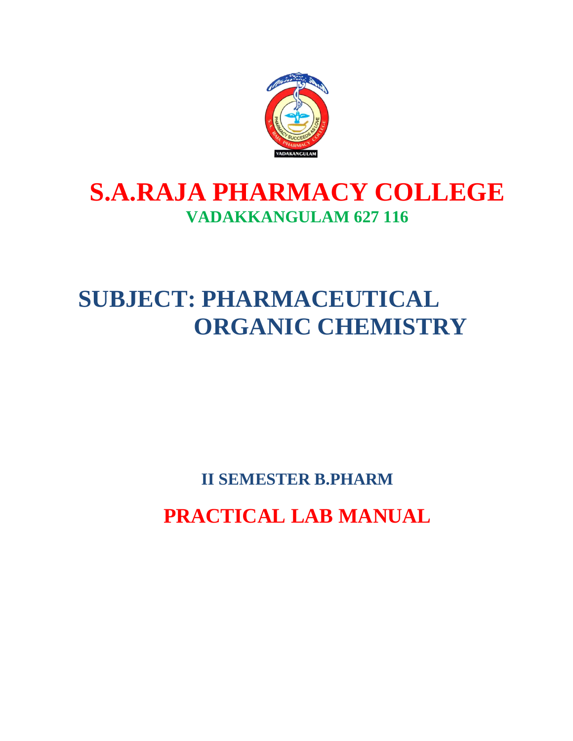# S.A.RAJA PHARMACY COLLEGE

## VADAKKANGULAM 627 116

# SUBJECT: PHARMACEUTICAL ORGANIC CHEMISTRY

## II SEMESTER B.PHARM

# PRACTICAL LAB MANUAL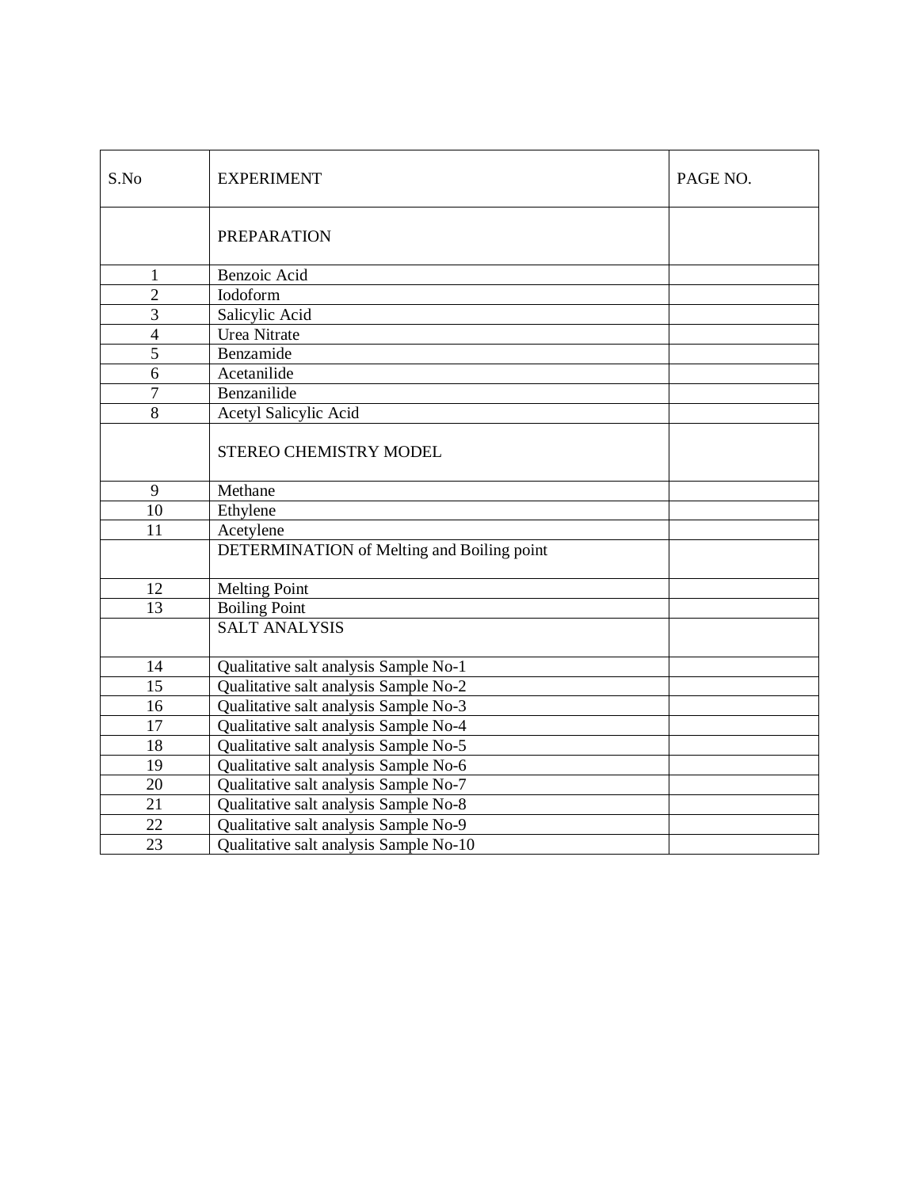| S.No | EXPERIMENT | PAGE NO. |
|---|---|---|
| | PREPARATION | |
| 1 | Benzoic Acid | |
| 2 | Iodoform | |
| 3 | Salicylic Acid | |
| 4 | Urea Nitrate | |
| 5 | Benzamide | |
| 6 | Acetanilide | |
| 7 | Benzanilide | |
| 8 | Acetyl Salicylic Acid | |
| | STEREO CHEMISTRY MODEL | |
| 9 | Methane | |
| 10 | Ethylene | |
| 11 | Acetylene | |
| | DETERMINATION of Melting and Boiling point | |
| 12 | Melting Point | |
| 13 | Boiling Point | |
| | SALT ANALYSIS | |
| 14 | Qualitative salt analysis Sample No-1 | |
| 15 | Qualitative salt analysis Sample No-2 | |
| 16 | Qualitative salt analysis Sample No-3 | |
| 17 | Qualitative salt analysis Sample No-4 | |
| 18 | Qualitative salt analysis Sample No-5 | |
| 19 | Qualitative salt analysis Sample No-6 | |
| 20 | Qualitative salt analysis Sample No-7 | |
| 21 | Qualitative salt analysis Sample No-8 | |
| 22 | Qualitative salt analysis Sample No-9 | |
| 23 | Qualitative salt analysis Sample No-10 | |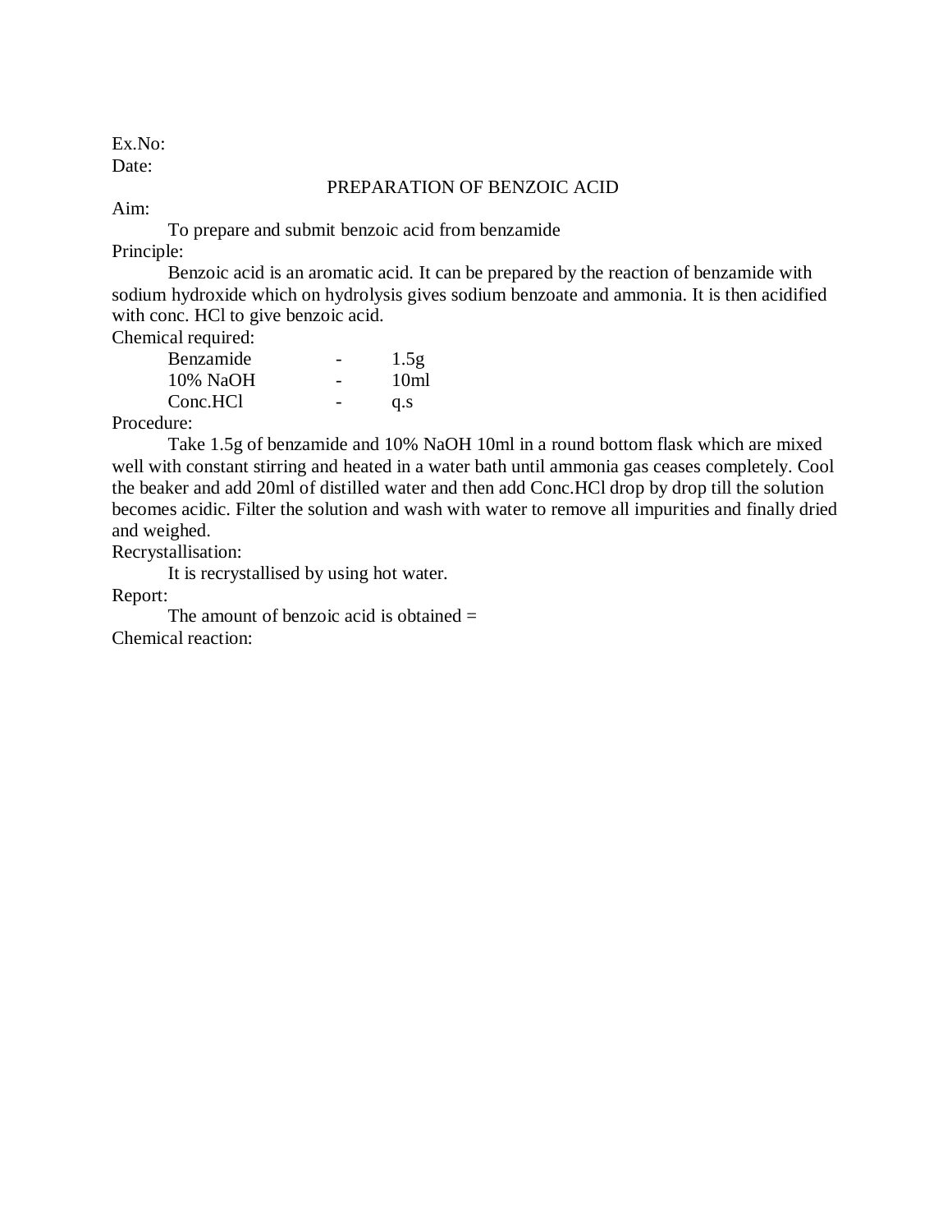Ex.No:

Date:

## PREPARATION OF BENZOIC ACID

**Aim:**

To prepare and submit benzoic acid from benzamide

**Principle:**

Benzoic acid is an aromatic acid. It can be prepared by the reaction of benzamide with sodium hydroxide which on hydrolysis gives sodium benzoate and ammonia. It is then acidified with conc. HCl to give benzoic acid.

**Chemical required:**

| Chemical | | Quantity |
|---|---|---|
| Benzamide | - | 1.5g |
| 10% NaOH | - | 10ml |
| Conc.HCl | - | q.s |

**Procedure:**

Take 1.5g of benzamide and 10% NaOH 10ml in a round bottom flask which are mixed well with constant stirring and heated in a water bath until ammonia gas ceases completely. Cool the beaker and add 20ml of distilled water and then add Conc.HCl drop by drop till the solution becomes acidic. Filter the solution and wash with water to remove all impurities and finally dried and weighed.

**Recrystallisation:**

It is recrystallised by using hot water.

**Report:**

The amount of benzoic acid is obtained =

**Chemical reaction:**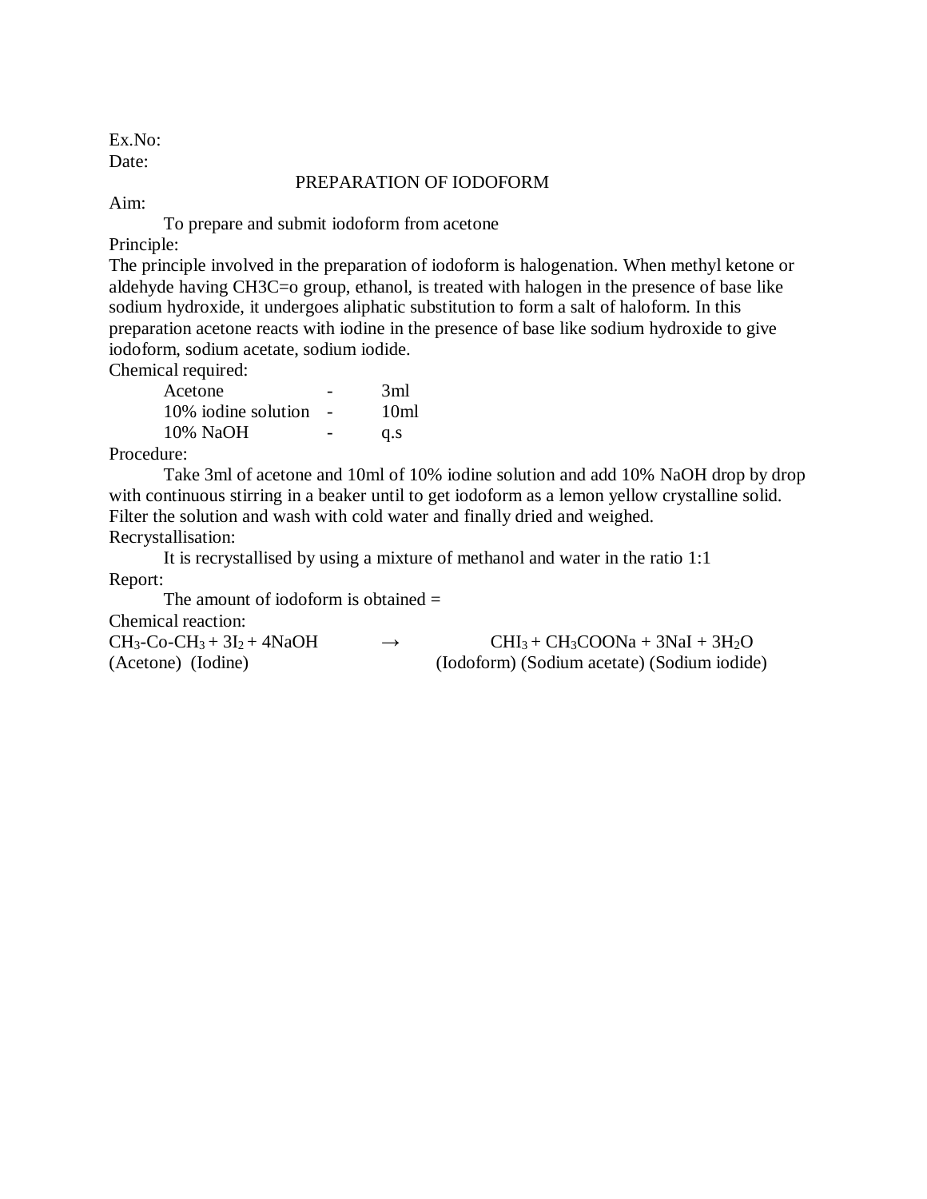Ex.No:

Date:

# PREPARATION OF IODOFORM

**Aim:**

To prepare and submit iodoform from acetone

**Principle:**

The principle involved in the preparation of iodoform is halogenation. When methyl ketone or aldehyde having CH3C=o group, ethanol, is treated with halogen in the presence of base like sodium hydroxide, it undergoes aliphatic substitution to form a salt of haloform. In this preparation acetone reacts with iodine in the presence of base like sodium hydroxide to give iodoform, sodium acetate, sodium iodide.

**Chemical required:**

| | | |
|---|---|---|
| Acetone | - | 3ml |
| 10% iodine solution | - | 10ml |
| 10% NaOH | - | q.s |

**Procedure:**

Take 3ml of acetone and 10ml of 10% iodine solution and add 10% NaOH drop by drop with continuous stirring in a beaker until to get iodoform as a lemon yellow crystalline solid. Filter the solution and wash with cold water and finally dried and weighed.

**Recrystallisation:**

It is recrystallised by using a mixture of methanol and water in the ratio 1:1

**Report:**

The amount of iodoform is obtained =

**Chemical reaction:**

$CH_3$-Co-$CH_3$ + $3I_2$ + 4NaOH → $CHI_3$ + $CH_3COONa$ + 3NaI + $3H_2O$

(Acetone) (Iodine) (Iodoform) (Sodium acetate) (Sodium iodide)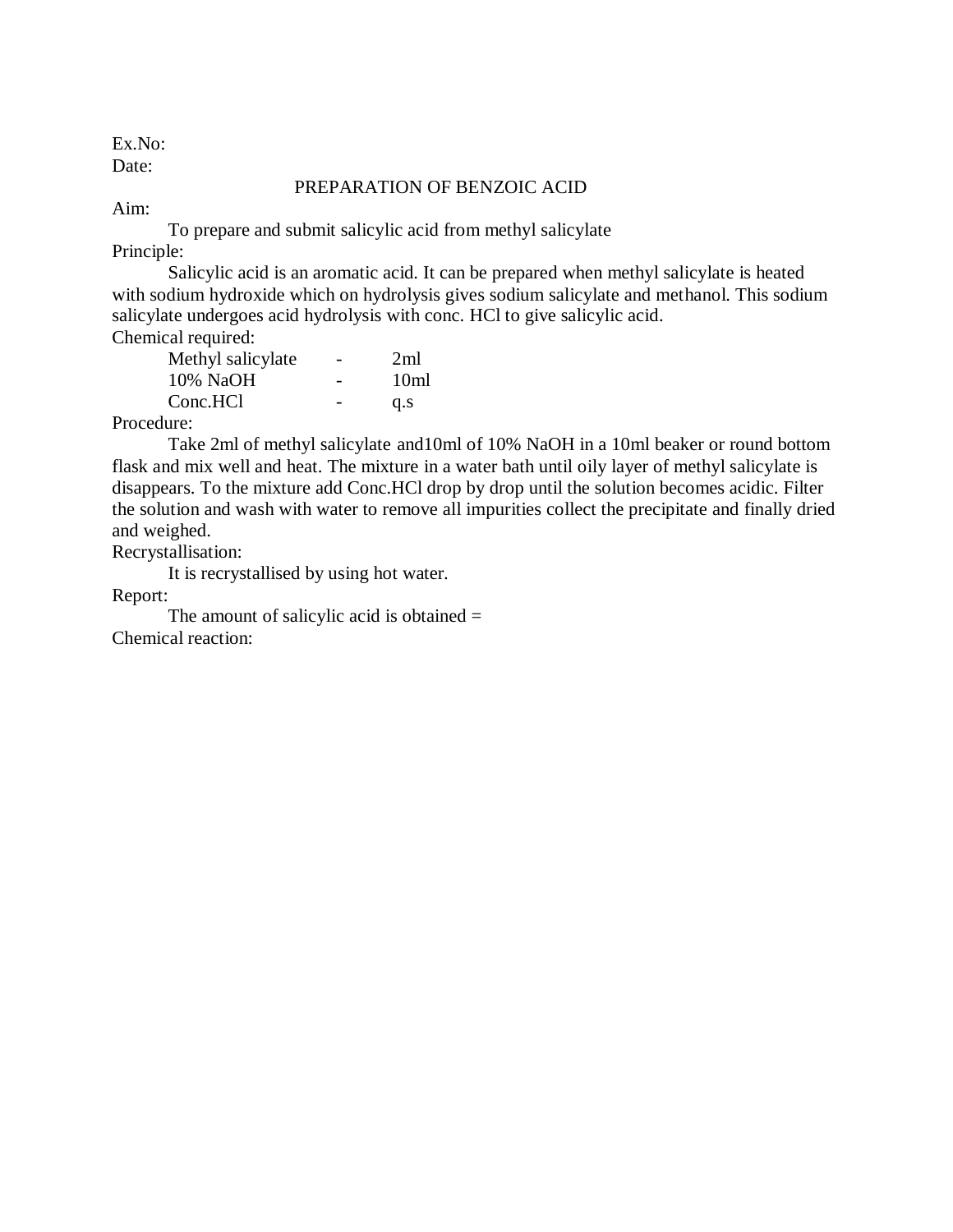Ex.No:

Date:

## PREPARATION OF BENZOIC ACID

**Aim:**

To prepare and submit salicylic acid from methyl salicylate

**Principle:**

Salicylic acid is an aromatic acid. It can be prepared when methyl salicylate is heated with sodium hydroxide which on hydrolysis gives sodium salicylate and methanol. This sodium salicylate undergoes acid hydrolysis with conc. HCl to give salicylic acid.

**Chemical required:**

| | | |
|---|---|---|
| Methyl salicylate | - | 2ml |
| 10% NaOH | - | 10ml |
| Conc.HCl | - | q.s |

**Procedure:**

Take 2ml of methyl salicylate and10ml of 10% NaOH in a 10ml beaker or round bottom flask and mix well and heat. The mixture in a water bath until oily layer of methyl salicylate is disappears. To the mixture add Conc.HCl drop by drop until the solution becomes acidic. Filter the solution and wash with water to remove all impurities collect the precipitate and finally dried and weighed.

**Recrystallisation:**

It is recrystallised by using hot water.

**Report:**

The amount of salicylic acid is obtained =

**Chemical reaction:**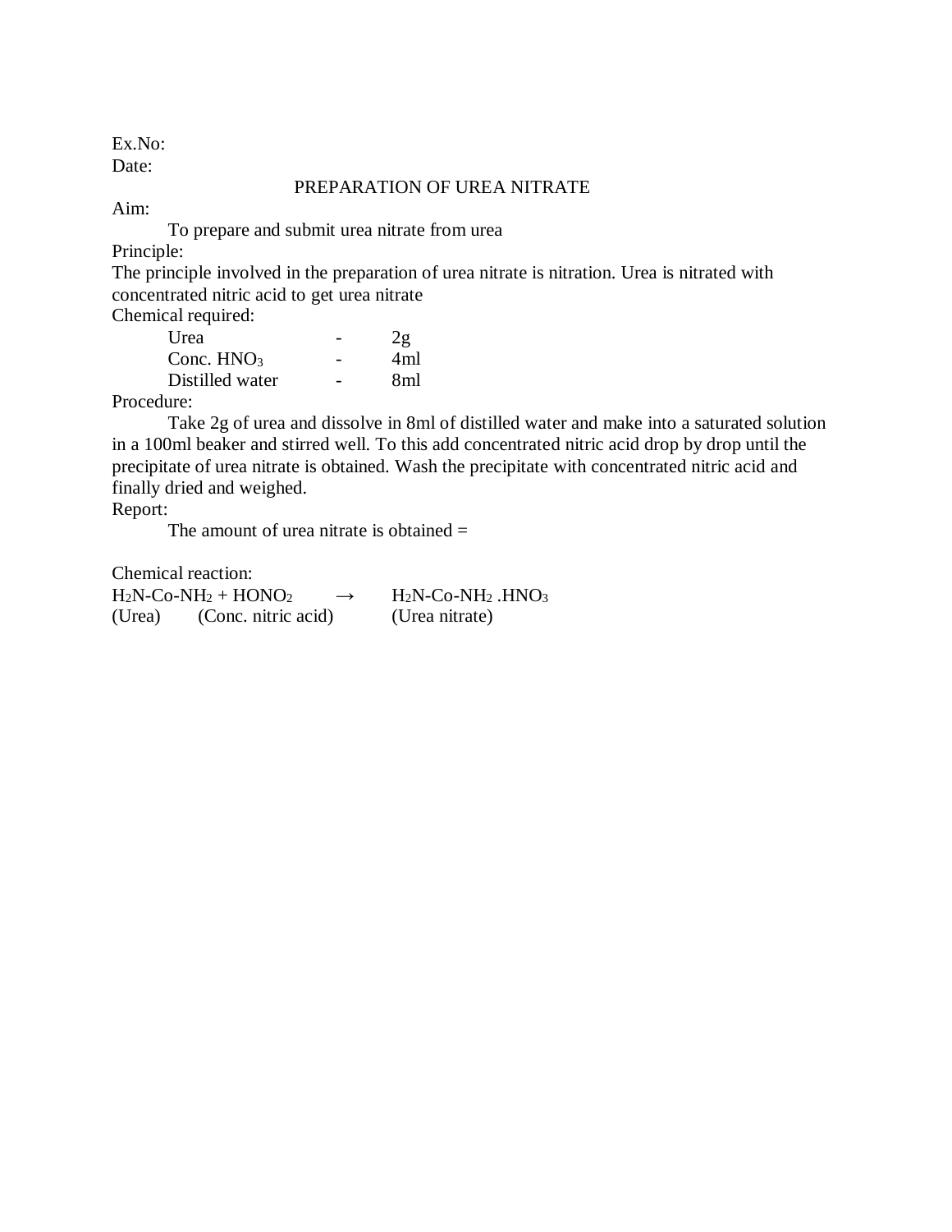Ex.No:

Date:

# PREPARATION OF UREA NITRATE

Aim:

To prepare and submit urea nitrate from urea

Principle:

The principle involved in the preparation of urea nitrate is nitration. Urea is nitrated with concentrated nitric acid to get urea nitrate

Chemical required:

| | | |
|---|---|---|
| Urea | - | 2g |
| Conc. $HNO_3$ | - | 4ml |
| Distilled water | - | 8ml |

Procedure:

Take 2g of urea and dissolve in 8ml of distilled water and make into a saturated solution in a 100ml beaker and stirred well. To this add concentrated nitric acid drop by drop until the precipitate of urea nitrate is obtained. Wash the precipitate with concentrated nitric acid and finally dried and weighed.

Report:

The amount of urea nitrate is obtained =

Chemical reaction:

$H_2N$-Co-$NH_2$ + $HONO_2$ → $H_2N$-Co-$NH_2$ .$HNO_3$

(Urea) (Conc. nitric acid) (Urea nitrate)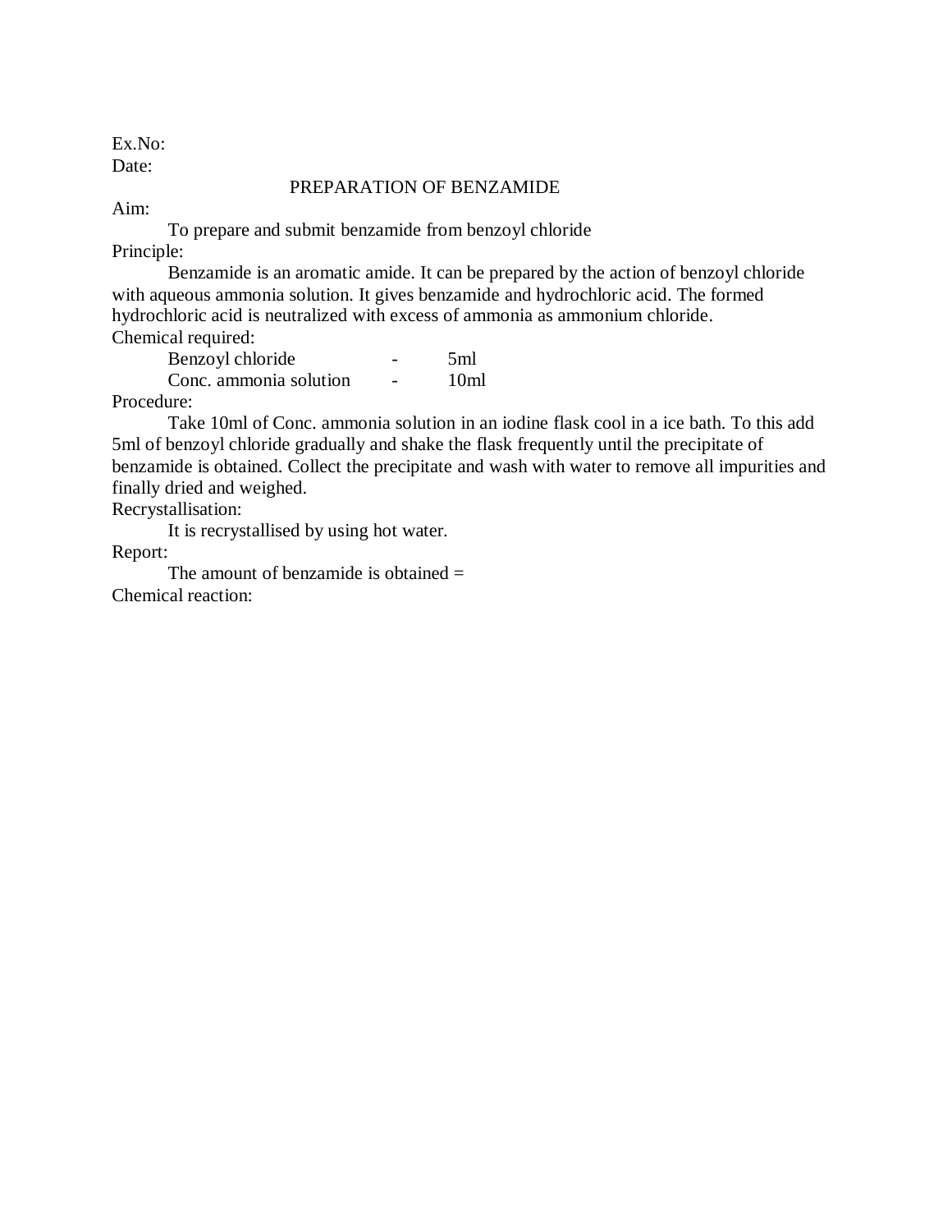Ex.No:

Date:

# PREPARATION OF BENZAMIDE

**Aim:**

To prepare and submit benzamide from benzoyl chloride

**Principle:**

Benzamide is an aromatic amide. It can be prepared by the action of benzoyl chloride with aqueous ammonia solution. It gives benzamide and hydrochloric acid. The formed hydrochloric acid is neutralized with excess of ammonia as ammonium chloride.

**Chemical required:**

| Chemical | | Quantity |
|---|---|---|
| Benzoyl chloride | - | 5ml |
| Conc. ammonia solution | - | 10ml |

**Procedure:**

Take 10ml of Conc. ammonia solution in an iodine flask cool in a ice bath. To this add 5ml of benzoyl chloride gradually and shake the flask frequently until the precipitate of benzamide is obtained. Collect the precipitate and wash with water to remove all impurities and finally dried and weighed.

**Recrystallisation:**

It is recrystallised by using hot water.

**Report:**

The amount of benzamide is obtained =

**Chemical reaction:**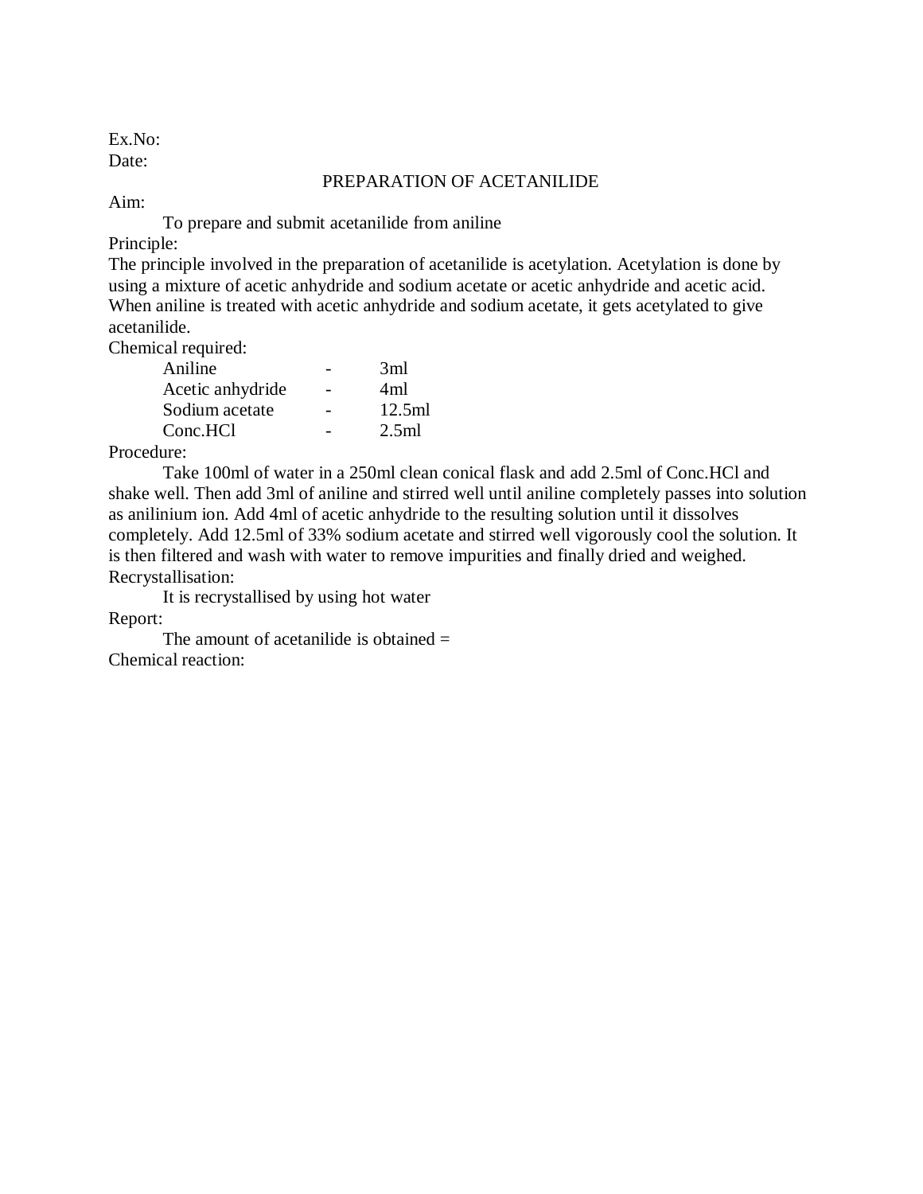Ex.No:

Date:

## PREPARATION OF ACETANILIDE

Aim:

To prepare and submit acetanilide from aniline

Principle:

The principle involved in the preparation of acetanilide is acetylation. Acetylation is done by using a mixture of acetic anhydride and sodium acetate or acetic anhydride and acetic acid. When aniline is treated with acetic anhydride and sodium acetate, it gets acetylated to give acetanilide.

Chemical required:

| | | |
|---|---|---|
| Aniline | - | 3ml |
| Acetic anhydride | - | 4ml |
| Sodium acetate | - | 12.5ml |
| Conc.HCl | - | 2.5ml |

Procedure:

Take 100ml of water in a 250ml clean conical flask and add 2.5ml of Conc.HCl and shake well. Then add 3ml of aniline and stirred well until aniline completely passes into solution as anilinium ion. Add 4ml of acetic anhydride to the resulting solution until it dissolves completely. Add 12.5ml of 33% sodium acetate and stirred well vigorously cool the solution. It is then filtered and wash with water to remove impurities and finally dried and weighed.

Recrystallisation:

It is recrystallised by using hot water

Report:

The amount of acetanilide is obtained =

Chemical reaction: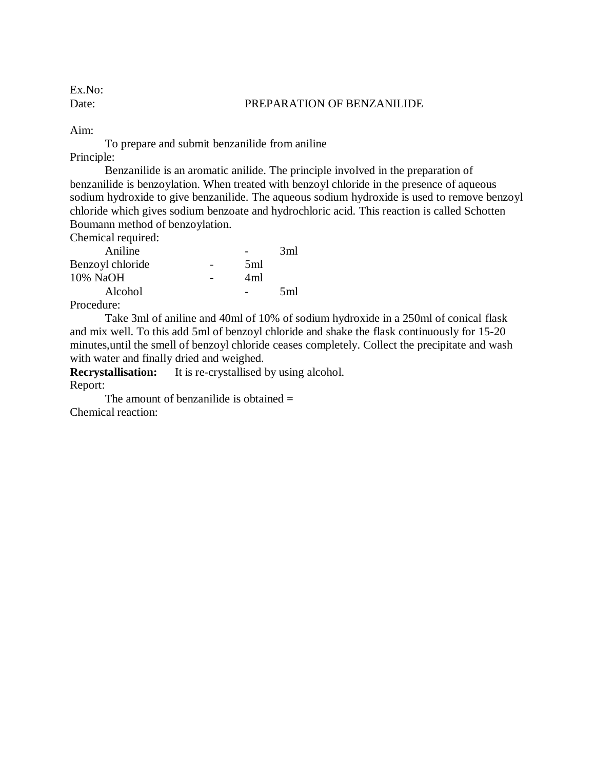Ex.No:

Date: PREPARATION OF BENZANILIDE

Aim:

To prepare and submit benzanilide from aniline

Principle:

Benzanilide is an aromatic anilide. The principle involved in the preparation of benzanilide is benzoylation. When treated with benzoyl chloride in the presence of aqueous sodium hydroxide to give benzanilide. The aqueous sodium hydroxide is used to remove benzoyl chloride which gives sodium benzoate and hydrochloric acid. This reaction is called Schotten Boumann method of benzoylation.

Chemical required:

| | | |
|---|---|---|
| Aniline | - | 3ml |
| Benzoyl chloride | - | 5ml |
| 10% NaOH | - | 4ml |
| Alcohol | - | 5ml |

Procedure:

Take 3ml of aniline and 40ml of 10% of sodium hydroxide in a 250ml of conical flask and mix well. To this add 5ml of benzoyl chloride and shake the flask continuously for 15-20 minutes,until the smell of benzoyl chloride ceases completely. Collect the precipitate and wash with water and finally dried and weighed.

**Recrystallisation:** It is re-crystallised by using alcohol.

Report:

The amount of benzanilide is obtained =

Chemical reaction: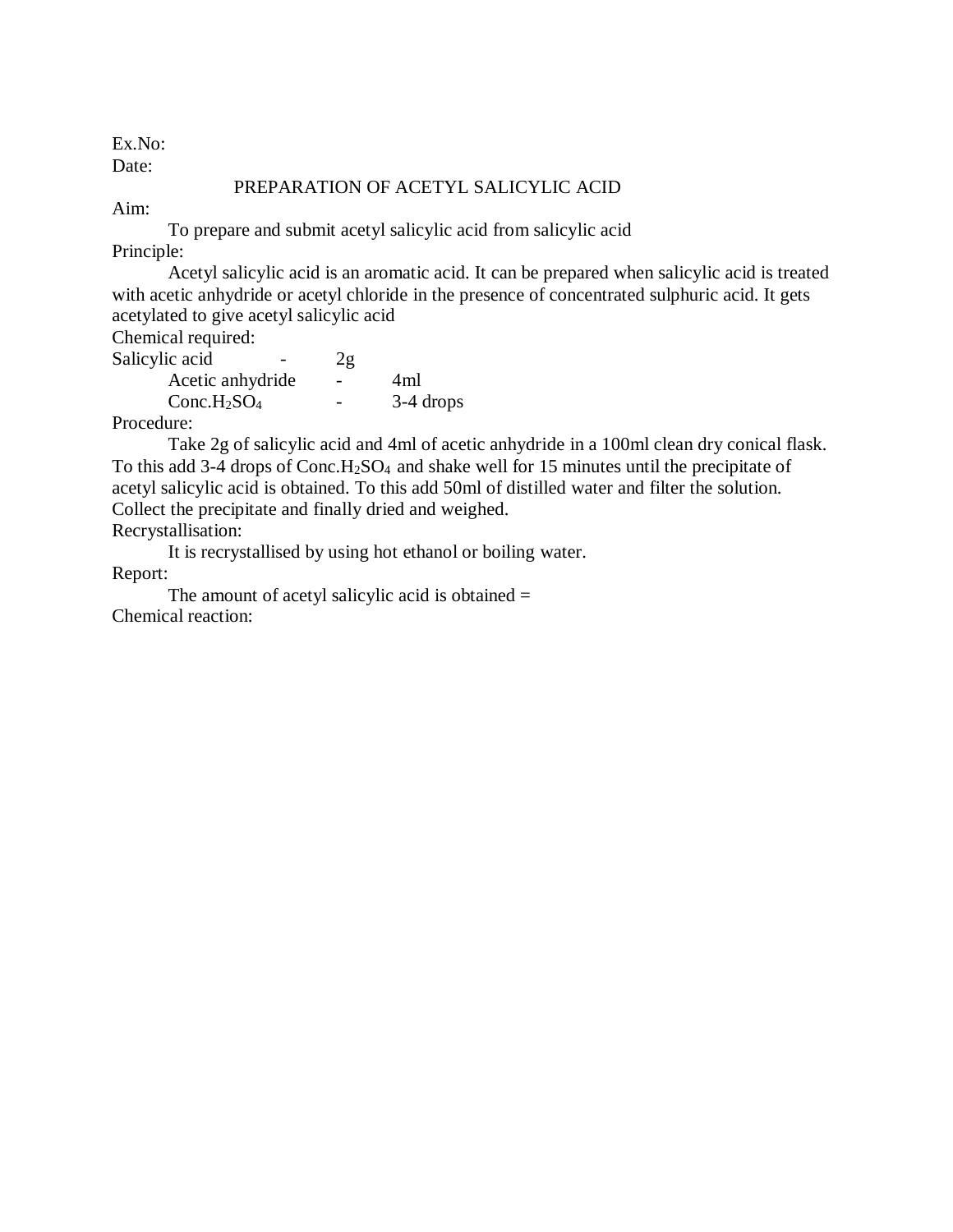Ex.No:

Date:

## PREPARATION OF ACETYL SALICYLIC ACID

Aim:

To prepare and submit acetyl salicylic acid from salicylic acid

Principle:

Acetyl salicylic acid is an aromatic acid. It can be prepared when salicylic acid is treated with acetic anhydride or acetyl chloride in the presence of concentrated sulphuric acid. It gets acetylated to give acetyl salicylic acid

Chemical required:

| | | |
|---|---|---|
| Salicylic acid | - | 2g |
| Acetic anhydride | - | 4ml |
| Conc.$H_2SO_4$ | - | 3-4 drops |

Procedure:

Take 2g of salicylic acid and 4ml of acetic anhydride in a 100ml clean dry conical flask. To this add 3-4 drops of Conc.$H_2SO_4$ and shake well for 15 minutes until the precipitate of acetyl salicylic acid is obtained. To this add 50ml of distilled water and filter the solution. Collect the precipitate and finally dried and weighed.

Recrystallisation:

It is recrystallised by using hot ethanol or boiling water.

Report:

The amount of acetyl salicylic acid is obtained =

Chemical reaction: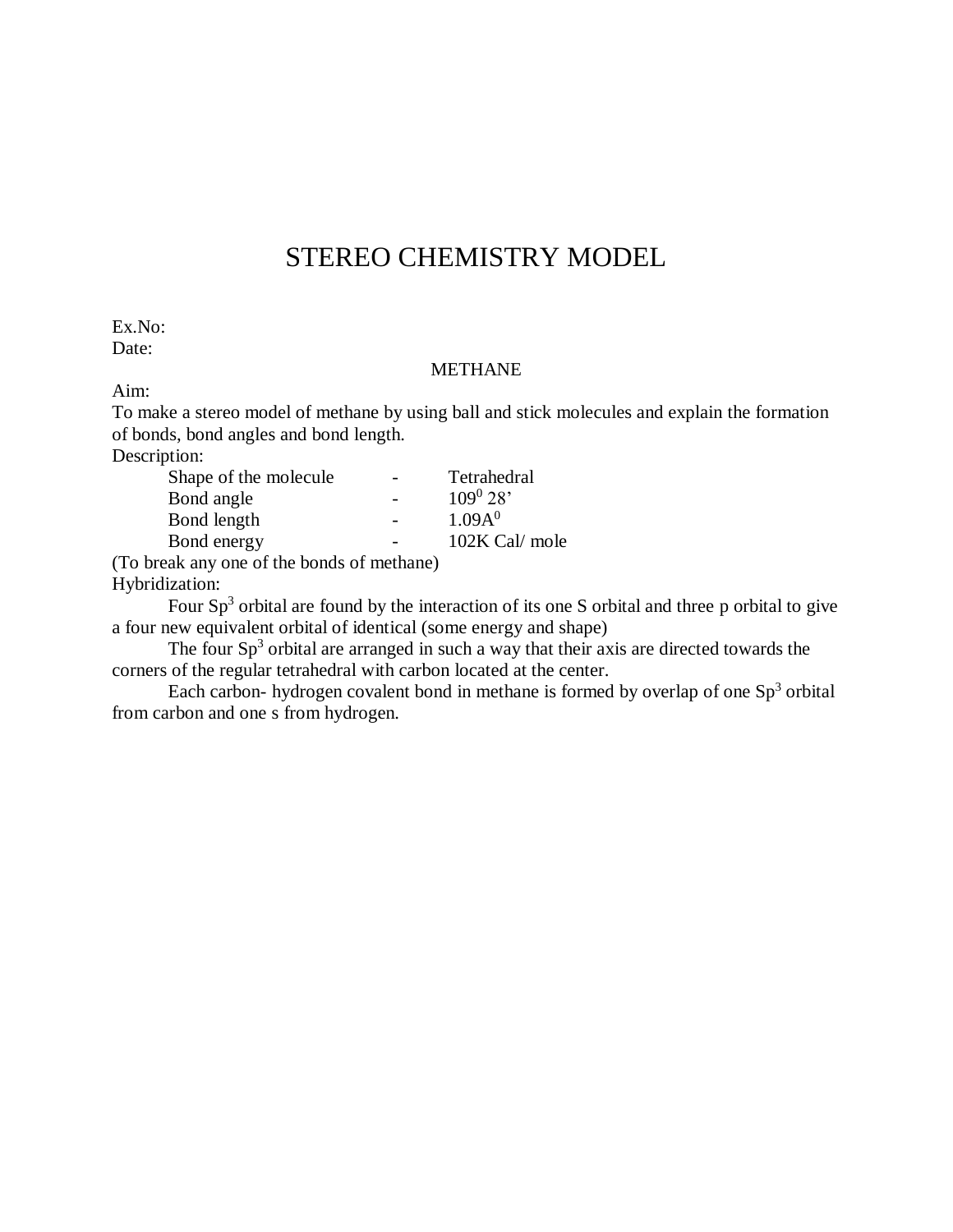# STEREO CHEMISTRY MODEL

Ex.No:
Date:

METHANE

Aim:
To make a stereo model of methane by using ball and stick molecules and explain the formation of bonds, bond angles and bond length.

Description:

| | | |
|---|---|---|
| Shape of the molecule | - | Tetrahedral |
| Bond angle | - | $109^0$ 28’ |
| Bond length | - | $1.09A^0$ |
| Bond energy | - | 102K Cal/ mole |

(To break any one of the bonds of methane)

Hybridization:

Four $Sp^3$ orbital are found by the interaction of its one S orbital and three p orbital to give a four new equivalent orbital of identical (some energy and shape)

The four $Sp^3$ orbital are arranged in such a way that their axis are directed towards the corners of the regular tetrahedral with carbon located at the center.

Each carbon- hydrogen covalent bond in methane is formed by overlap of one $Sp^3$ orbital from carbon and one s from hydrogen.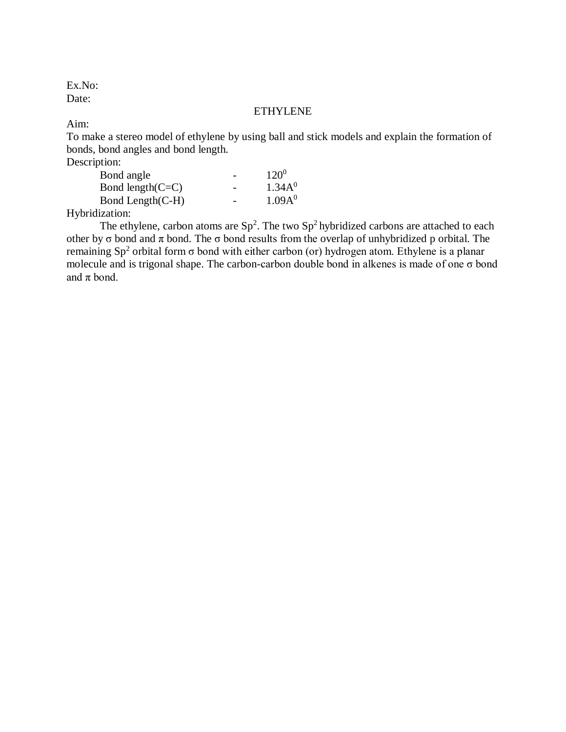Ex.No:

Date:

# ETHYLENE

Aim:

To make a stereo model of ethylene by using ball and stick models and explain the formation of bonds, bond angles and bond length.

Description:

| | | |
|---|---|---|
| Bond angle | - | $120^0$ |
| Bond length(C=C) | - | $1.34A^0$ |
| Bond Length(C-H) | - | $1.09A^0$ |

Hybridization:

The ethylene, carbon atoms are $Sp^2$. The two $Sp^2$ hybridized carbons are attached to each other by σ bond and π bond. The σ bond results from the overlap of unhybridized p orbital. The remaining $Sp^2$ orbital form σ bond with either carbon (or) hydrogen atom. Ethylene is a planar molecule and is trigonal shape. The carbon-carbon double bond in alkenes is made of one σ bond and π bond.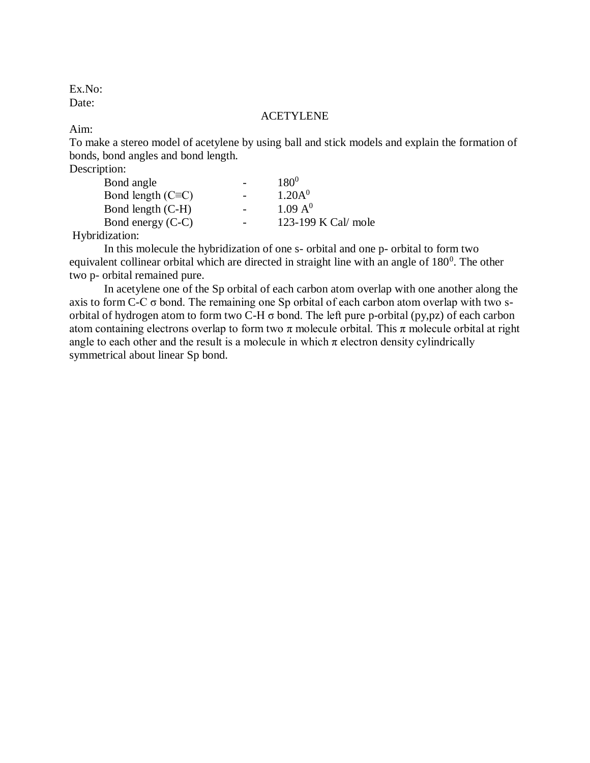Ex.No:

Date:

## ACETYLENE

Aim:

To make a stereo model of acetylene by using ball and stick models and explain the formation of bonds, bond angles and bond length.

Description:

| | | |
|---|---|---|
| Bond angle | - | $180^0$ |
| Bond length (C≡C) | - | $1.20A^0$ |
| Bond length (C-H) | - | $1.09\ A^0$ |
| Bond energy (C-C) | - | 123-199 K Cal/ mole |

Hybridization:

In this molecule the hybridization of one s- orbital and one p- orbital to form two equivalent collinear orbital which are directed in straight line with an angle of $180^0$. The other two p- orbital remained pure.

In acetylene one of the Sp orbital of each carbon atom overlap with one another along the axis to form C-C σ bond. The remaining one Sp orbital of each carbon atom overlap with two s-orbital of hydrogen atom to form two C-H σ bond. The left pure p-orbital (py,pz) of each carbon atom containing electrons overlap to form two π molecule orbital. This π molecule orbital at right angle to each other and the result is a molecule in which π electron density cylindrically symmetrical about linear Sp bond.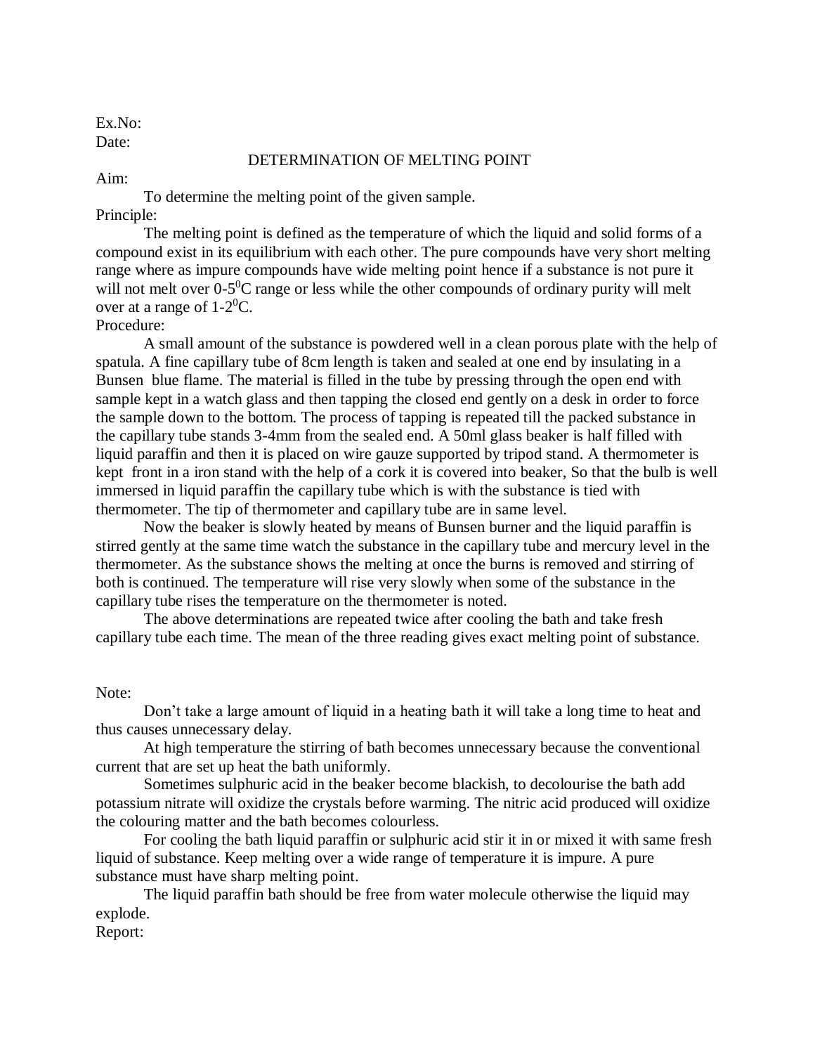Ex.No:

Date:

## DETERMINATION OF MELTING POINT

Aim:

To determine the melting point of the given sample.

Principle:

The melting point is defined as the temperature of which the liquid and solid forms of a compound exist in its equilibrium with each other. The pure compounds have very short melting range where as impure compounds have wide melting point hence if a substance is not pure it will not melt over 0-5$^0$C range or less while the other compounds of ordinary purity will melt over at a range of 1-2$^0$C.

Procedure:

A small amount of the substance is powdered well in a clean porous plate with the help of spatula. A fine capillary tube of 8cm length is taken and sealed at one end by insulating in a Bunsen blue flame. The material is filled in the tube by pressing through the open end with sample kept in a watch glass and then tapping the closed end gently on a desk in order to force the sample down to the bottom. The process of tapping is repeated till the packed substance in the capillary tube stands 3-4mm from the sealed end. A 50ml glass beaker is half filled with liquid paraffin and then it is placed on wire gauze supported by tripod stand. A thermometer is kept front in a iron stand with the help of a cork it is covered into beaker, So that the bulb is well immersed in liquid paraffin the capillary tube which is with the substance is tied with thermometer. The tip of thermometer and capillary tube are in same level.

Now the beaker is slowly heated by means of Bunsen burner and the liquid paraffin is stirred gently at the same time watch the substance in the capillary tube and mercury level in the thermometer. As the substance shows the melting at once the burns is removed and stirring of both is continued. The temperature will rise very slowly when some of the substance in the capillary tube rises the temperature on the thermometer is noted.

The above determinations are repeated twice after cooling the bath and take fresh capillary tube each time. The mean of the three reading gives exact melting point of substance.

Note:

Don't take a large amount of liquid in a heating bath it will take a long time to heat and thus causes unnecessary delay.

At high temperature the stirring of bath becomes unnecessary because the conventional current that are set up heat the bath uniformly.

Sometimes sulphuric acid in the beaker become blackish, to decolourise the bath add potassium nitrate will oxidize the crystals before warming. The nitric acid produced will oxidize the colouring matter and the bath becomes colourless.

For cooling the bath liquid paraffin or sulphuric acid stir it in or mixed it with same fresh liquid of substance. Keep melting over a wide range of temperature it is impure. A pure substance must have sharp melting point.

The liquid paraffin bath should be free from water molecule otherwise the liquid may explode.

Report: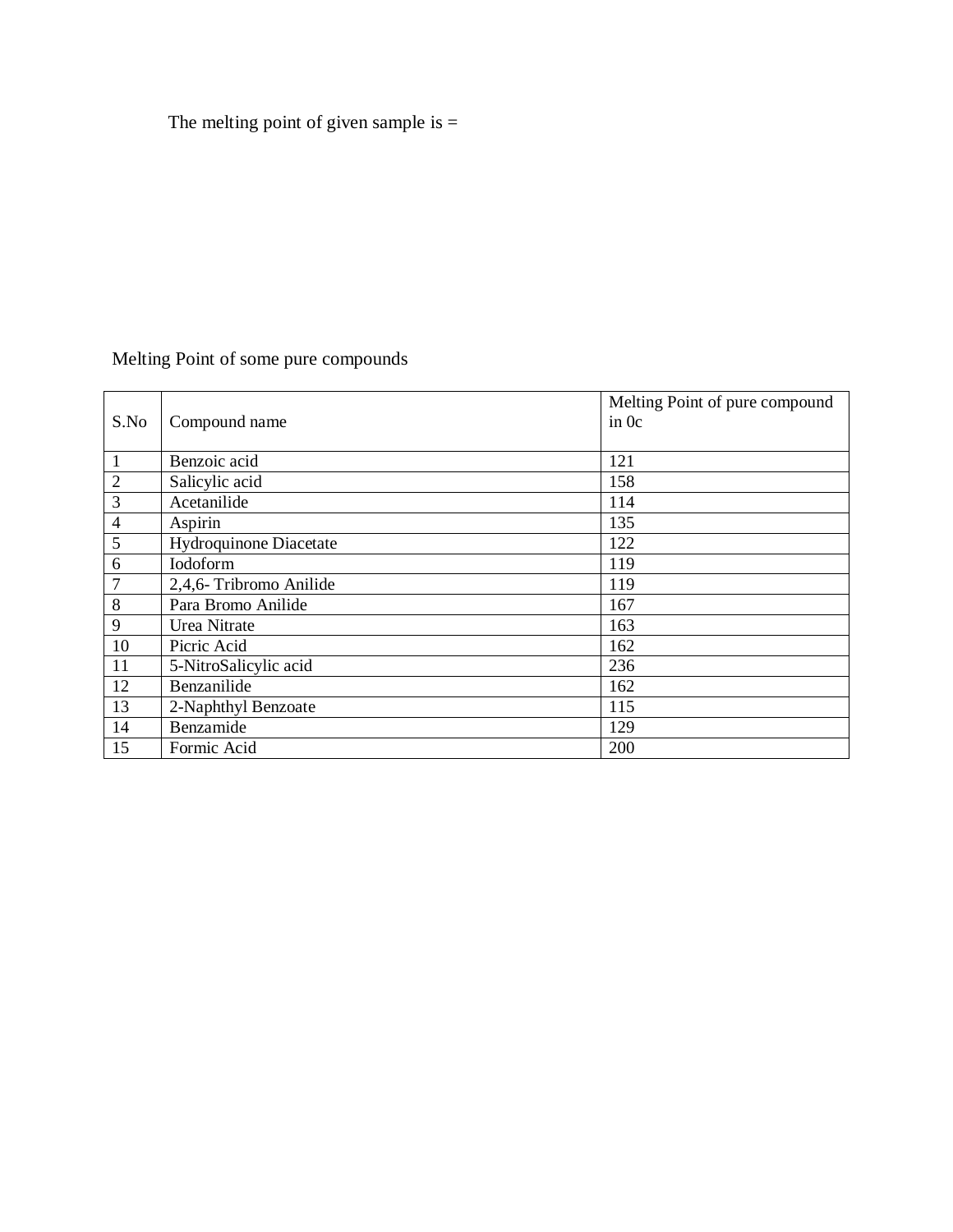The melting point of given sample is =

Melting Point of some pure compounds

| S.No | Compound name | Melting Point of pure compound in 0c |
|---|---|---|
| 1 | Benzoic acid | 121 |
| 2 | Salicylic acid | 158 |
| 3 | Acetanilide | 114 |
| 4 | Aspirin | 135 |
| 5 | Hydroquinone Diacetate | 122 |
| 6 | Iodoform | 119 |
| 7 | 2,4,6- Tribromo Anilide | 119 |
| 8 | Para Bromo Anilide | 167 |
| 9 | Urea Nitrate | 163 |
| 10 | Picric Acid | 162 |
| 11 | 5-NitroSalicylic acid | 236 |
| 12 | Benzanilide | 162 |
| 13 | 2-Naphthyl Benzoate | 115 |
| 14 | Benzamide | 129 |
| 15 | Formic Acid | 200 |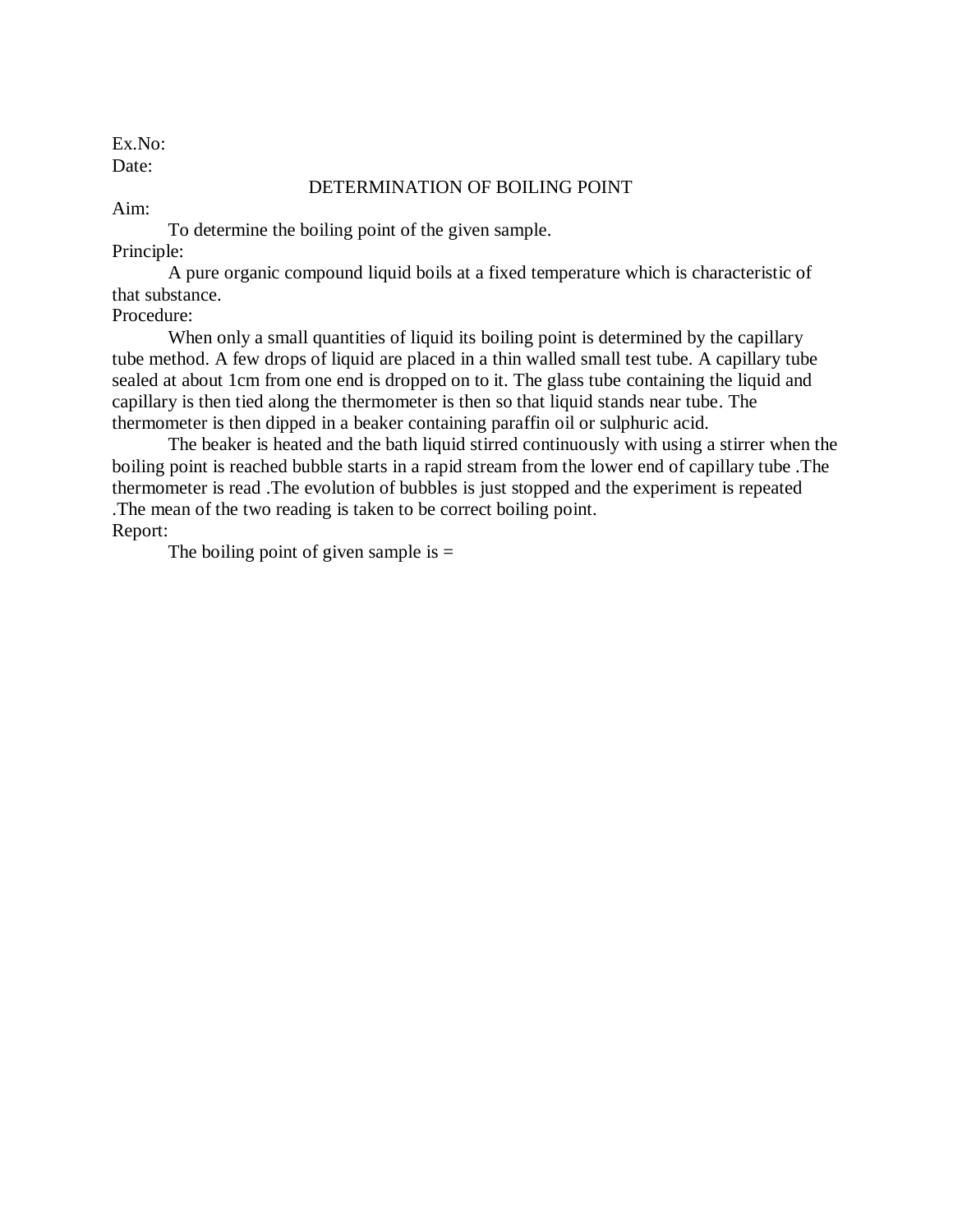Ex.No:

Date:

## DETERMINATION OF BOILING POINT

Aim:

To determine the boiling point of the given sample.

Principle:

A pure organic compound liquid boils at a fixed temperature which is characteristic of that substance.

Procedure:

When only a small quantities of liquid its boiling point is determined by the capillary tube method. A few drops of liquid are placed in a thin walled small test tube. A capillary tube sealed at about 1cm from one end is dropped on to it. The glass tube containing the liquid and capillary is then tied along the thermometer is then so that liquid stands near tube. The thermometer is then dipped in a beaker containing paraffin oil or sulphuric acid.

The beaker is heated and the bath liquid stirred continuously with using a stirrer when the boiling point is reached bubble starts in a rapid stream from the lower end of capillary tube .The thermometer is read .The evolution of bubbles is just stopped and the experiment is repeated .The mean of the two reading is taken to be correct boiling point.

Report:

The boiling point of given sample is =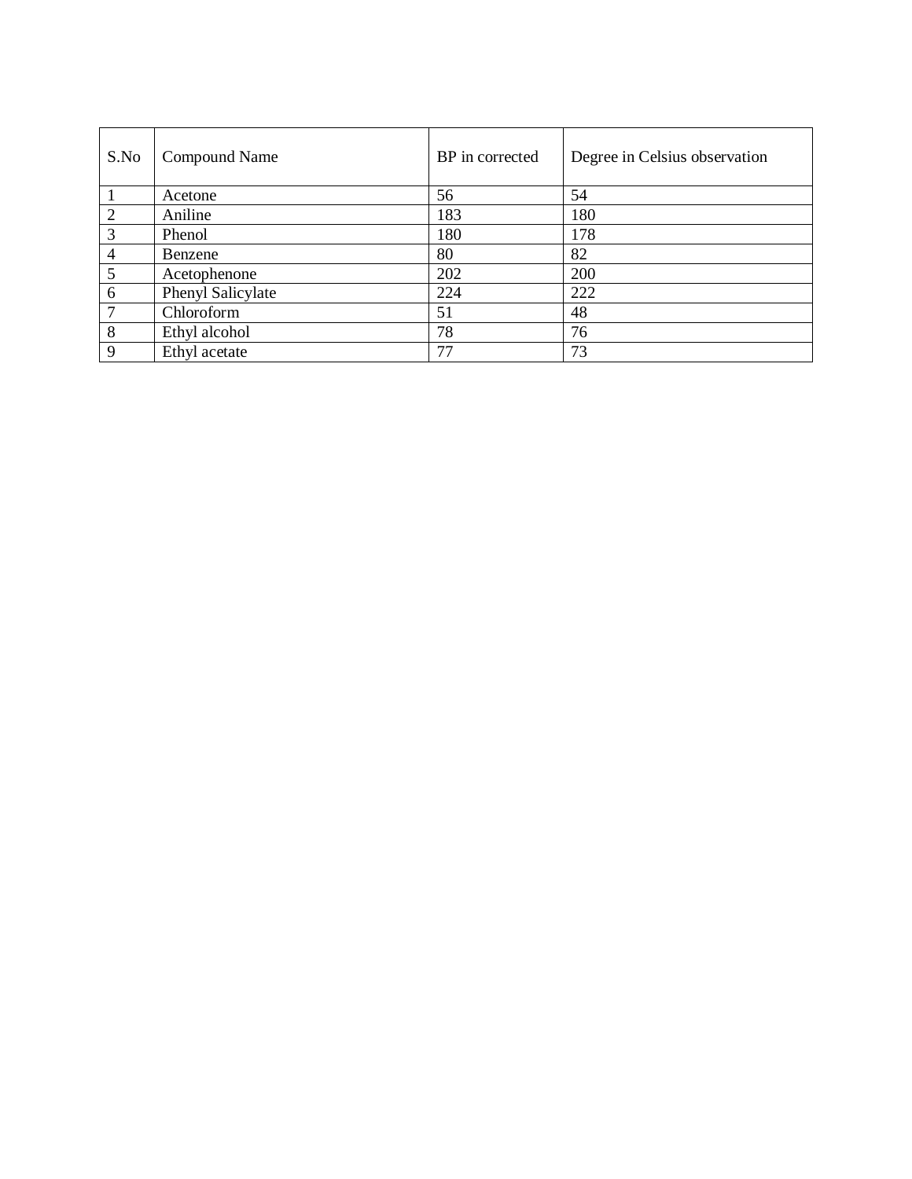| S.No | Compound Name | BP in corrected | Degree in Celsius observation |
|---|---|---|---|
| 1 | Acetone | 56 | 54 |
| 2 | Aniline | 183 | 180 |
| 3 | Phenol | 180 | 178 |
| 4 | Benzene | 80 | 82 |
| 5 | Acetophenone | 202 | 200 |
| 6 | Phenyl Salicylate | 224 | 222 |
| 7 | Chloroform | 51 | 48 |
| 8 | Ethyl alcohol | 78 | 76 |
| 9 | Ethyl acetate | 77 | 73 |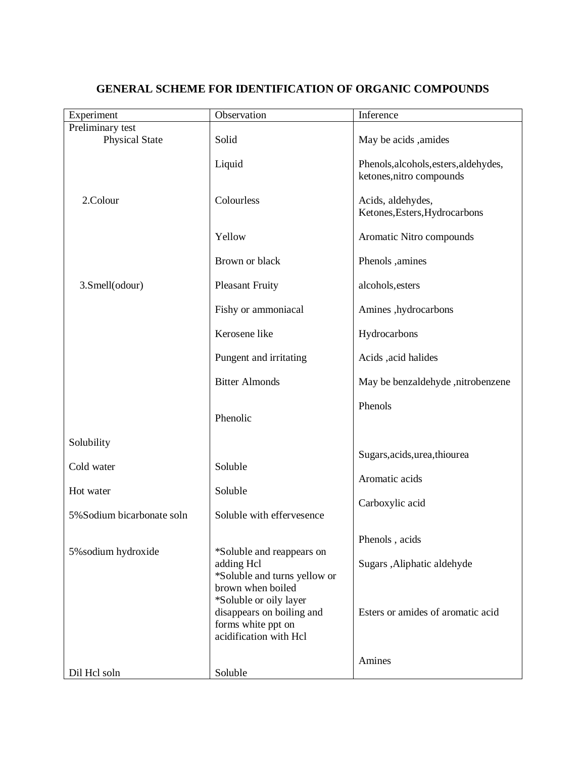# GENERAL SCHEME FOR IDENTIFICATION OF ORGANIC COMPOUNDS

| Experiment | Observation | Inference |
|---|---|---|
| Preliminary test | | |
| Physical State | Solid | May be acids ,amides |
| | Liquid | Phenols,alcohols,esters,aldehydes, ketones,nitro compounds |
| 2.Colour | Colourless | Acids, aldehydes, Ketones,Esters,Hydrocarbons |
| | Yellow | Aromatic Nitro compounds |
| | Brown or black | Phenols ,amines |
| 3.Smell(odour) | Pleasant Fruity | alcohols,esters |
| | Fishy or ammoniacal | Amines ,hydrocarbons |
| | Kerosene like | Hydrocarbons |
| | Pungent and irritating | Acids ,acid halides |
| | Bitter Almonds | May be benzaldehyde ,nitrobenzene |
| | Phenolic | Phenols |
| Solubility | | |
| Cold water | Soluble | Sugars,acids,urea,thiourea |
| Hot water | Soluble | Aromatic acids |
| 5%Sodium bicarbonate soln | Soluble with effervesence | Carboxylic acid |
| 5%sodium hydroxide | *Soluble and reappears on adding Hcl | Phenols , acids |
| | *Soluble and turns yellow or brown when boiled | Sugars ,Aliphatic aldehyde |
| | *Soluble or oily layer disappears on boiling and forms white ppt on acidification with Hcl | Esters or amides of aromatic acid |
| Dil Hcl soln | Soluble | Amines |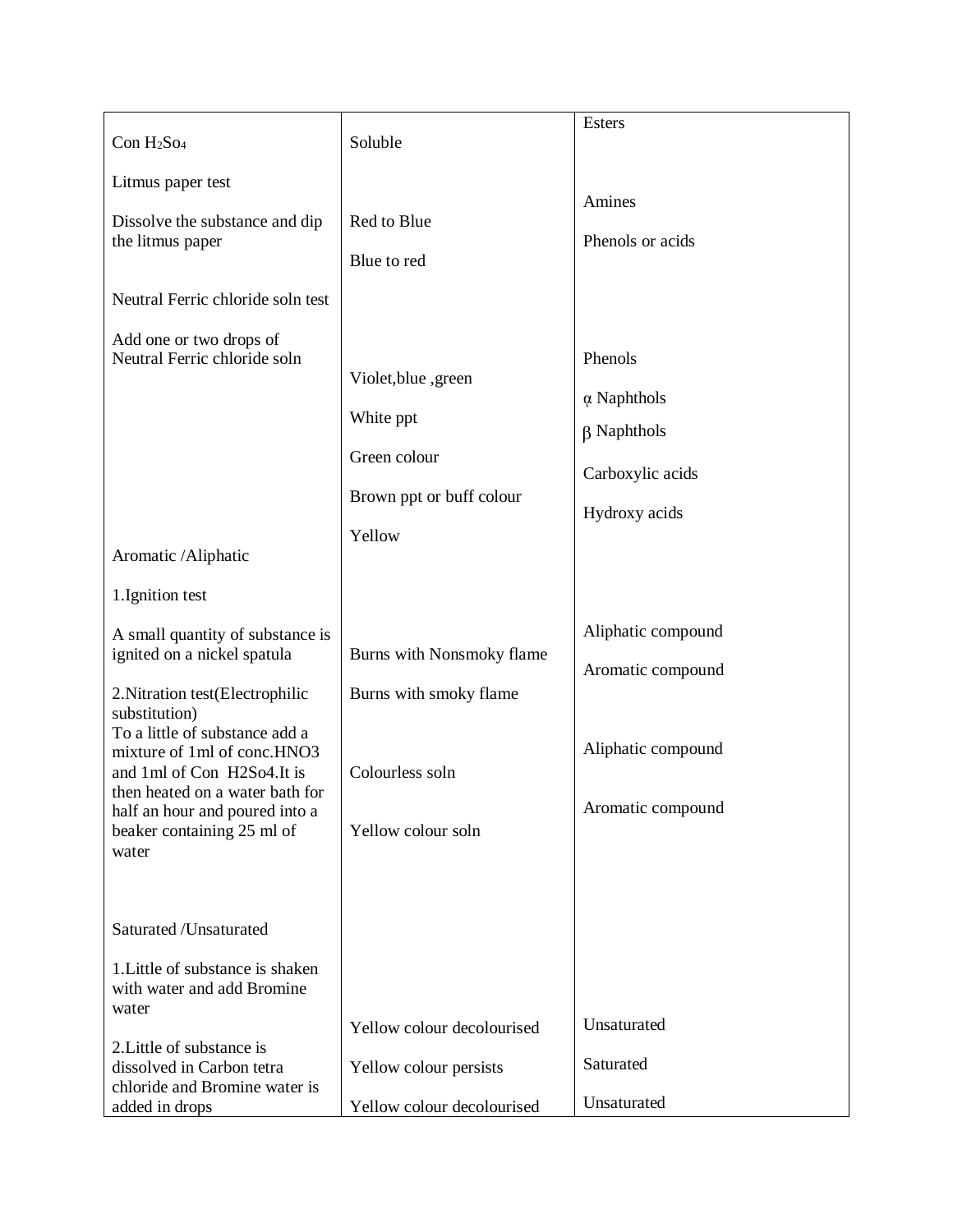| | | |
|---|---|---|
| Con $H_2So_4$ | Soluble | Esters |
| Litmus paper test<br><br>Dissolve the substance and dip the litmus paper | Red to Blue<br><br>Blue to red | Amines<br><br>Phenols or acids |
| Neutral Ferric chloride soln test<br><br>Add one or two drops of Neutral Ferric chloride soln | Violet,blue ,green<br><br>White ppt<br><br>Green colour<br><br>Brown ppt or buff colour<br><br>Yellow | Phenols<br><br>α Naphthols<br><br>β Naphthols<br><br>Carboxylic acids<br><br>Hydroxy acids |
| Aromatic /Aliphatic<br><br>1.Ignition test<br><br>A small quantity of substance is ignited on a nickel spatula | Burns with Nonsmoky flame<br><br>Burns with smoky flame | Aliphatic compound<br><br>Aromatic compound |
| 2.Nitration test(Electrophilic substitution)<br>To a little of substance add a mixture of 1ml of conc.HNO3 and 1ml of Con H2So4.It is then heated on a water bath for half an hour and poured into a beaker containing 25 ml of water | Colourless soln<br><br>Yellow colour soln | Aliphatic compound<br><br>Aromatic compound |
| Saturated /Unsaturated<br><br>1.Little of substance is shaken with water and add Bromine water | Yellow colour decolourised | Unsaturated |
| 2.Little of substance is dissolved in Carbon tetra chloride and Bromine water is added in drops | Yellow colour persists<br><br>Yellow colour decolourised | Saturated<br><br>Unsaturated |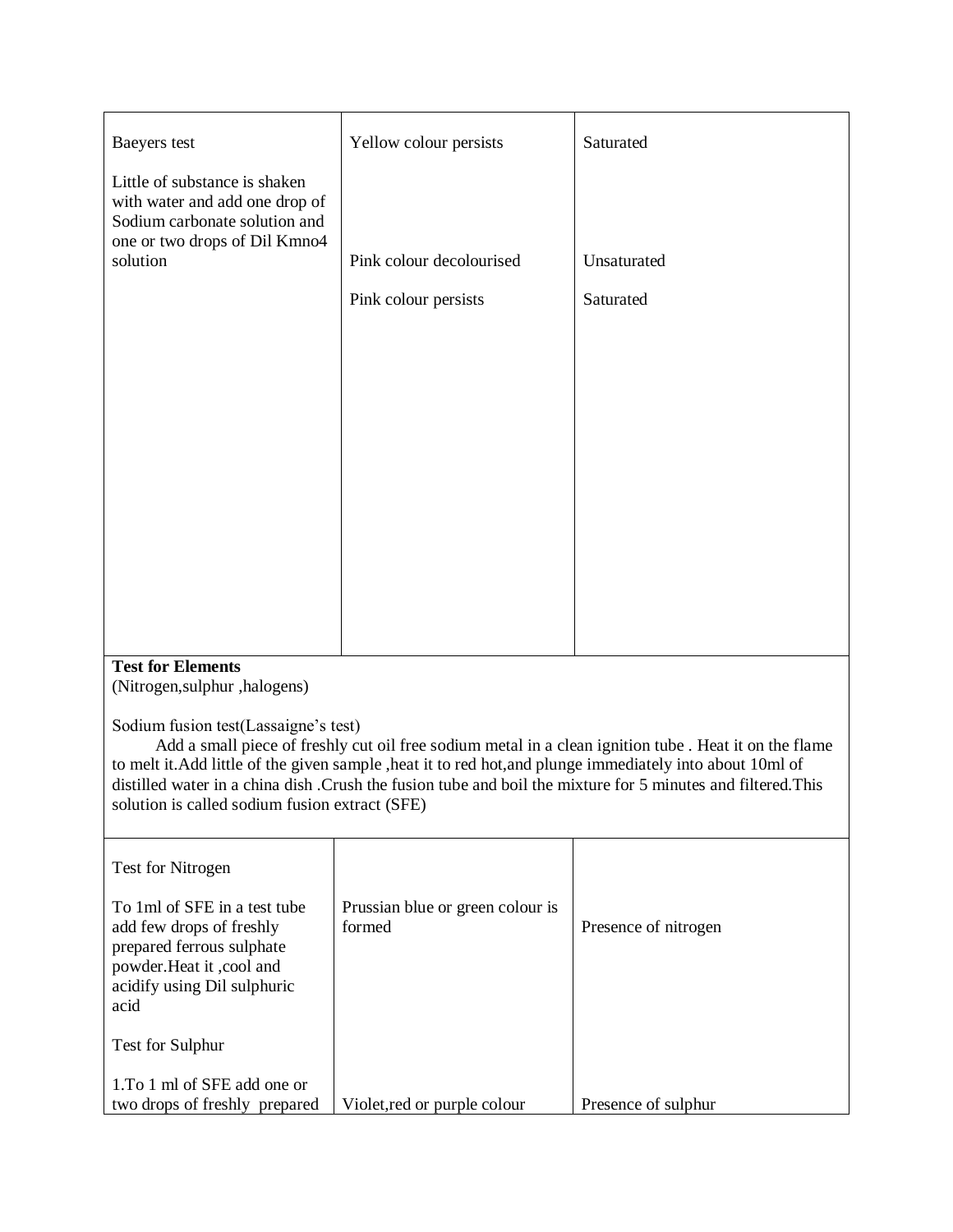| | | |
|---|---|---|
| Baeyers test<br><br>Little of substance is shaken with water and add one drop of Sodium carbonate solution and one or two drops of Dil Kmno4 solution | Yellow colour persists<br><br><br><br><br>Pink colour decolourised<br><br>Pink colour persists | Saturated<br><br><br><br><br>Unsaturated<br><br>Saturated |

**Test for Elements**
(Nitrogen,sulphur ,halogens)

Sodium fusion test(Lassaigne's test)

Add a small piece of freshly cut oil free sodium metal in a clean ignition tube . Heat it on the flame to melt it.Add little of the given sample ,heat it to red hot,and plunge immediately into about 10ml of distilled water in a china dish .Crush the fusion tube and boil the mixture for 5 minutes and filtered.This solution is called sodium fusion extract (SFE)

| | | |
|---|---|---|
| Test for Nitrogen<br><br>To 1ml of SFE in a test tube add few drops of freshly prepared ferrous sulphate powder.Heat it ,cool and acidify using Dil sulphuric acid | Prussian blue or green colour is formed | Presence of nitrogen |
| Test for Sulphur<br><br>1.To 1 ml of SFE add one or two drops of freshly prepared | Violet,red or purple colour | Presence of sulphur |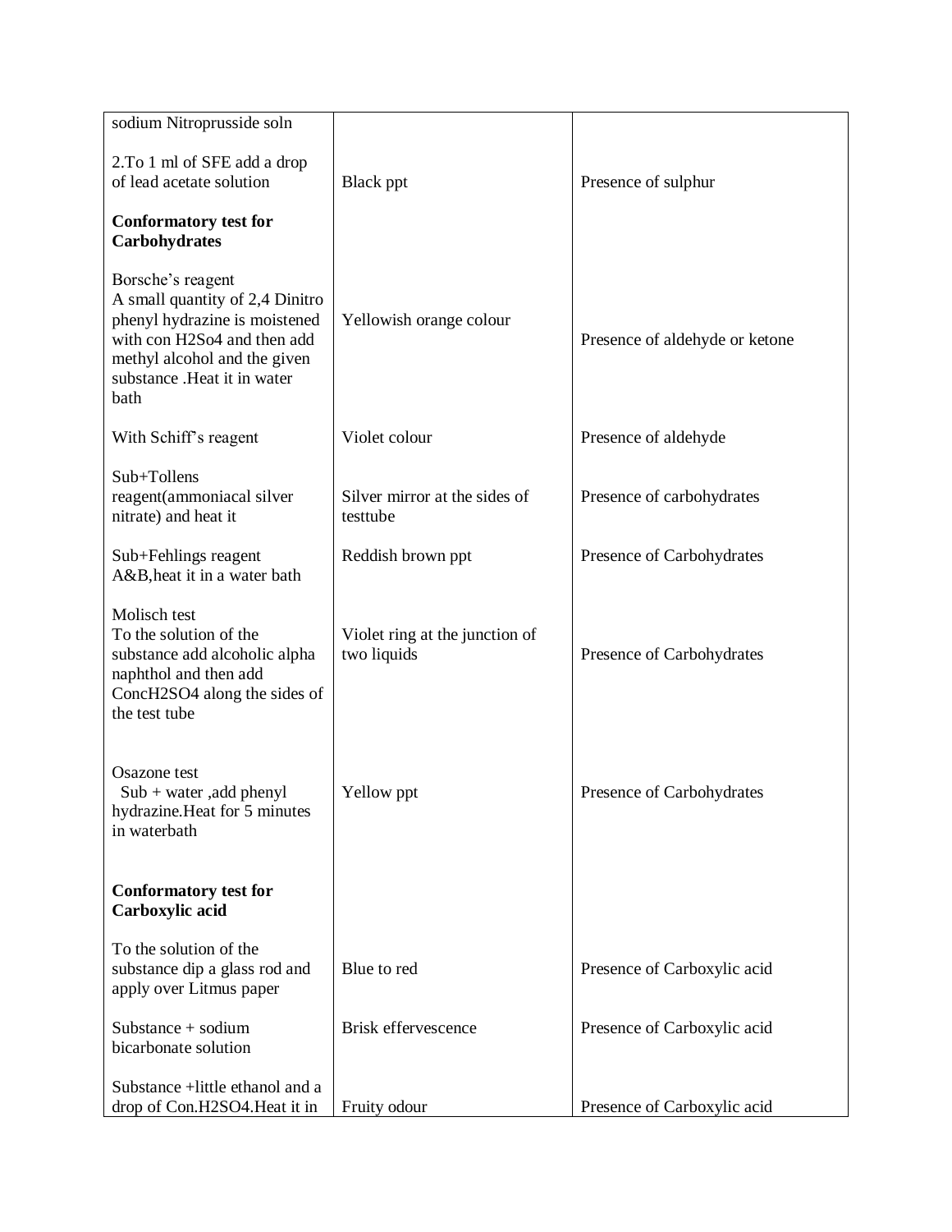| | | |
|---|---|---|
| sodium Nitroprusside soln | | |
| 2.To 1 ml of SFE add a drop of lead acetate solution | Black ppt | Presence of sulphur |
| **Conformatory test for Carbohydrates** | | |
| Borsche's reagent<br>A small quantity of 2,4 Dinitro phenyl hydrazine is moistened with con $H_2So_4$ and then add methyl alcohol and the given substance .Heat it in water bath | Yellowish orange colour | Presence of aldehyde or ketone |
| With Schiff's reagent | Violet colour | Presence of aldehyde |
| Sub+Tollens reagent(ammoniacal silver nitrate) and heat it | Silver mirror at the sides of testtube | Presence of carbohydrates |
| Sub+Fehlings reagent A&B,heat it in a water bath | Reddish brown ppt | Presence of Carbohydrates |
| Molisch test<br>To the solution of the substance add alcoholic alpha naphthol and then add Conc$H_2SO_4$ along the sides of the test tube | Violet ring at the junction of two liquids | Presence of Carbohydrates |
| Osazone test<br>Sub + water ,add phenyl hydrazine.Heat for 5 minutes in waterbath | Yellow ppt | Presence of Carbohydrates |
| **Conformatory test for Carboxylic acid** | | |
| To the solution of the substance dip a glass rod and apply over Litmus paper | Blue to red | Presence of Carboxylic acid |
| Substance + sodium bicarbonate solution | Brisk effervescence | Presence of Carboxylic acid |
| Substance +little ethanol and a drop of Con.$H_2SO_4$.Heat it in | Fruity odour | Presence of Carboxylic acid |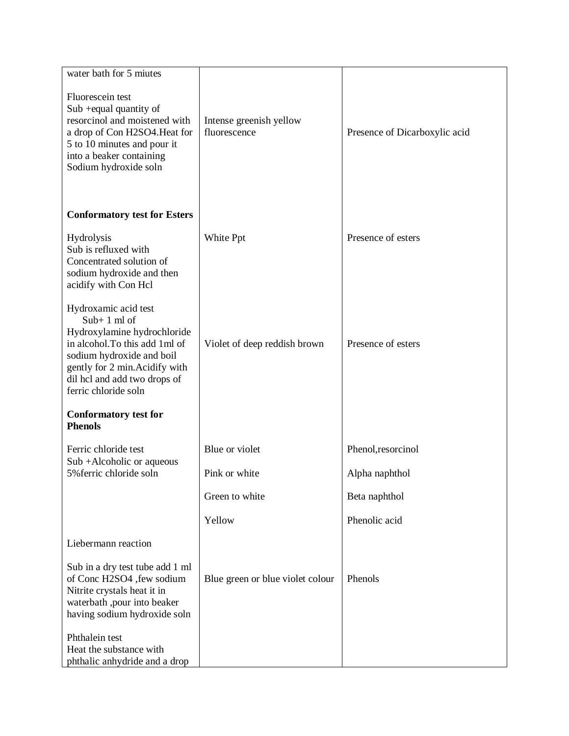| | | |
|---|---|---|
| water bath for 5 miutes | | |
| Fluorescein test<br>Sub +equal quantity of resorcinol and moistened with a drop of Con $H_2SO_4$.Heat for 5 to 10 minutes and pour it into a beaker containing Sodium hydroxide soln | Intense greenish yellow fluorescence | Presence of Dicarboxylic acid |
| **Conformatory test for Esters** | | |
| Hydrolysis<br>Sub is refluxed with Concentrated solution of sodium hydroxide and then acidify with Con Hcl | White Ppt | Presence of esters |
| Hydroxamic acid test<br>Sub+ 1 ml of Hydroxylamine hydrochloride in alcohol.To this add 1ml of sodium hydroxide and boil gently for 2 min.Acidify with dil hcl and add two drops of ferric chloride soln | Violet of deep reddish brown | Presence of esters |
| **Conformatory test for Phenols** | | |
| Ferric chloride test<br>Sub +Alcoholic or aqueous 5%ferric chloride soln | Blue or violet | Phenol,resorcinol |
| | Pink or white | Alpha naphthol |
| | Green to white | Beta naphthol |
| | Yellow | Phenolic acid |
| Liebermann reaction | | |
| Sub in a dry test tube add 1 ml of Conc $H_2SO_4$ ,few sodium Nitrite crystals heat it in waterbath ,pour into beaker having sodium hydroxide soln | Blue green or blue violet colour | Phenols |
| Phthalein test<br>Heat the substance with phthalic anhydride and a drop | | |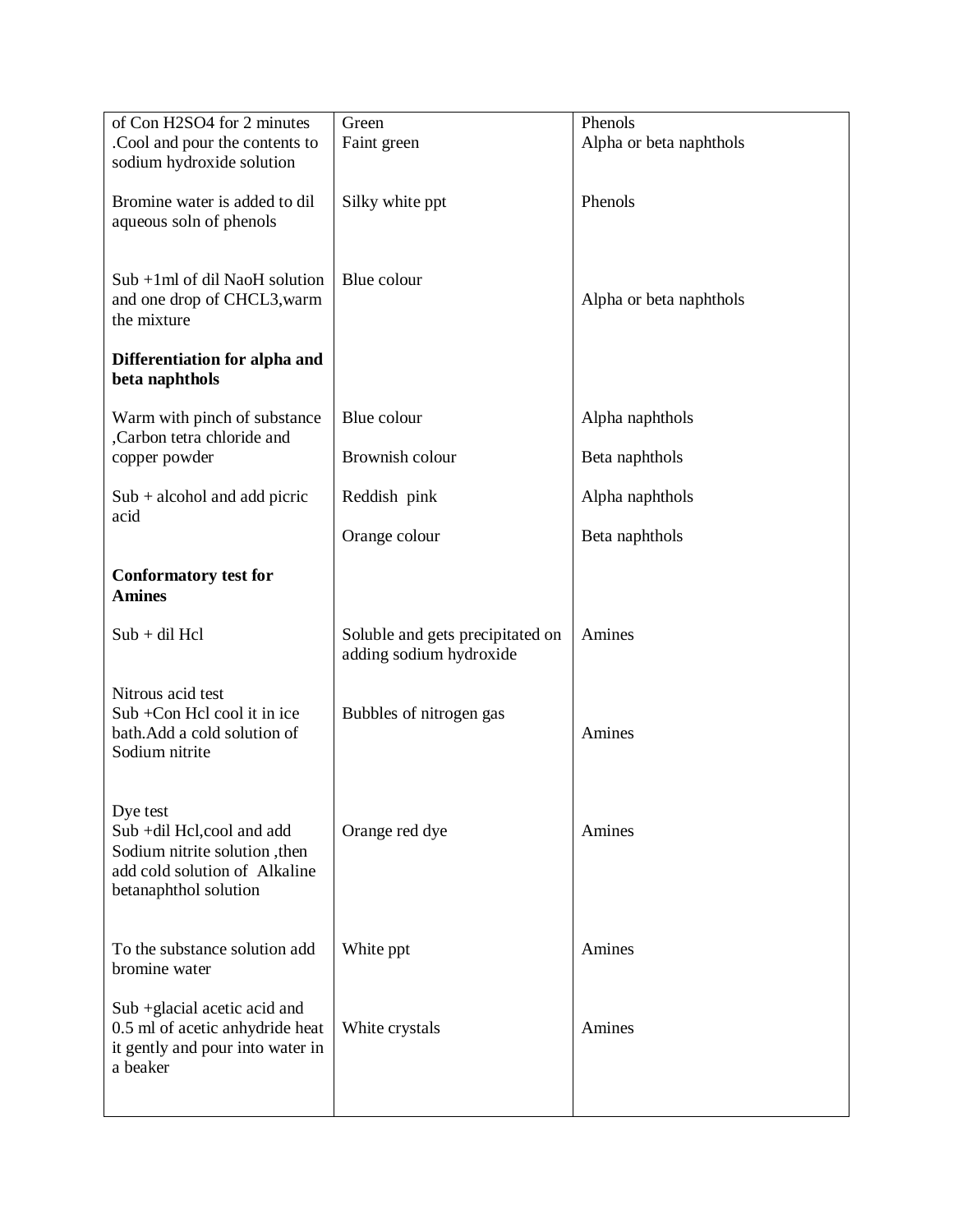| | | |
|---|---|---|
| of Con $H_2SO_4$ for 2 minutes .Cool and pour the contents to sodium hydroxide solution | Green<br>Faint green | Phenols<br>Alpha or beta naphthols |
| Bromine water is added to dil aqueous soln of phenols | Silky white ppt | Phenols |
| Sub +1ml of dil NaoH solution and one drop of CHCL3,warm the mixture | Blue colour | Alpha or beta naphthols |
| **Differentiation for alpha and beta naphthols** | | |
| Warm with pinch of substance ,Carbon tetra chloride and copper powder | Blue colour<br>Brownish colour | Alpha naphthols<br>Beta naphthols |
| Sub + alcohol and add picric acid | Reddish pink<br>Orange colour | Alpha naphthols<br>Beta naphthols |
| **Conformatory test for Amines** | | |
| Sub + dil Hcl | Soluble and gets precipitated on adding sodium hydroxide | Amines |
| Nitrous acid test<br>Sub +Con Hcl cool it in ice bath.Add a cold solution of Sodium nitrite | Bubbles of nitrogen gas | Amines |
| Dye test<br>Sub +dil Hcl,cool and add Sodium nitrite solution ,then add cold solution of Alkaline betanaphthol solution | Orange red dye | Amines |
| To the substance solution add bromine water | White ppt | Amines |
| Sub +glacial acetic acid and 0.5 ml of acetic anhydride heat it gently and pour into water in a beaker | White crystals | Amines |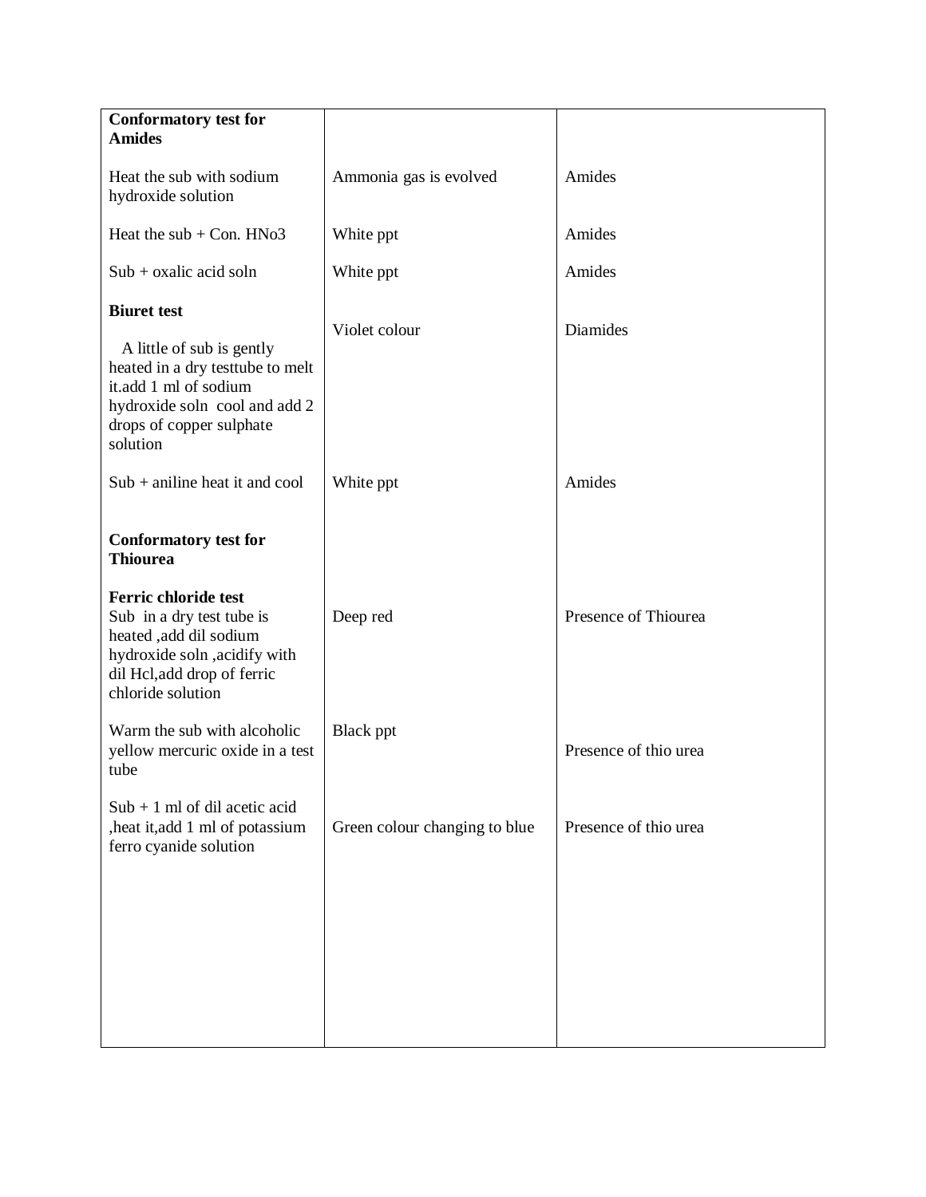| | | |
|---|---|---|
| **Conformatory test for Amides** | | |
| Heat the sub with sodium hydroxide solution | Ammonia gas is evolved | Amides |
| Heat the sub + Con. HNo3 | White ppt | Amides |
| Sub + oxalic acid soln | White ppt | Amides |
| **Biuret test** A little of sub is gently heated in a dry testtube to melt it.add 1 ml of sodium hydroxide soln cool and add 2 drops of copper sulphate solution | Violet colour | Diamides |
| Sub + aniline heat it and cool | White ppt | Amides |
| **Conformatory test for Thiourea** | | |
| **Ferric chloride test** Sub in a dry test tube is heated ,add dil sodium hydroxide soln ,acidify with dil Hcl,add drop of ferric chloride solution | Deep red | Presence of Thiourea |
| Warm the sub with alcoholic yellow mercuric oxide in a test tube | Black ppt | Presence of thio urea |
| Sub + 1 ml of dil acetic acid ,heat it,add 1 ml of potassium ferro cyanide solution | Green colour changing to blue | Presence of thio urea |